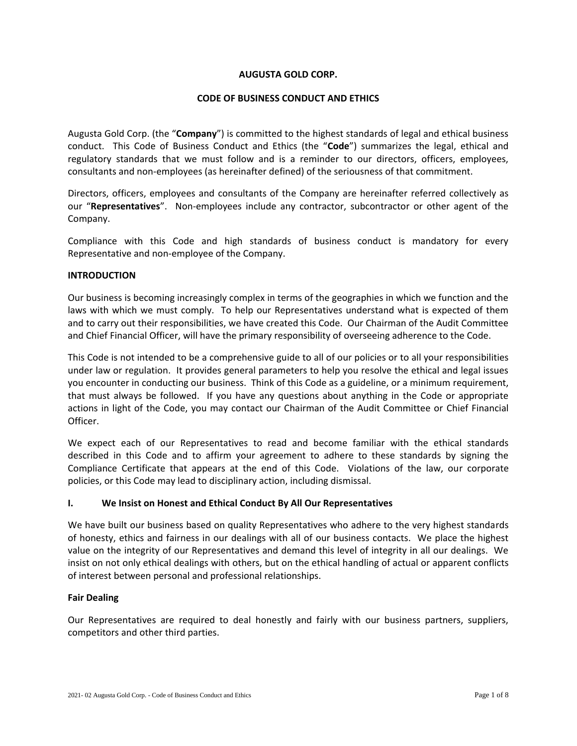# AUGUSTA GOLD CORP.

## CODE OF BUSINESS CONDUCT AND ETHICS

Augusta Gold Corp. (the "**Company**") is committed to the highest standards of legal and ethical business conduct. This Code of Business Conduct and Ethics (the "**Code**") summarizes the legal, ethical and regulatory standards that we must follow and is a reminder to our directors, officers, employees, consultants and non-employees (as hereinafter defined) of the seriousness of that commitment.

Directors, officers, employees and consultants of the Company are hereinafter referred collectively as our "**Representatives**". Non-employees include any contractor, subcontractor or other agent of the Company.

Compliance with this Code and high standards of business conduct is mandatory for every Representative and non-employee of the Company.

### INTRODUCTION

Our business is becoming increasingly complex in terms of the geographies in which we function and the laws with which we must comply. To help our Representatives understand what is expected of them and to carry out their responsibilities, we have created this Code. Our Chairman of the Audit Committee and Chief Financial Officer, will have the primary responsibility of overseeing adherence to the Code.

This Code is not intended to be a comprehensive guide to all of our policies or to all your responsibilities under law or regulation. It provides general parameters to help you resolve the ethical and legal issues you encounter in conducting our business. Think of this Code as a guideline, or a minimum requirement, that must always be followed. If you have any questions about anything in the Code or appropriate actions in light of the Code, you may contact our Chairman of the Audit Committee or Chief Financial Officer.

We expect each of our Representatives to read and become familiar with the ethical standards described in this Code and to affirm your agreement to adhere to these standards by signing the Compliance Certificate that appears at the end of this Code. Violations of the law, our corporate policies, or this Code may lead to disciplinary action, including dismissal.

### I. We Insist on Honest and Ethical Conduct By All Our Representatives

We have built our business based on quality Representatives who adhere to the very highest standards of honesty, ethics and fairness in our dealings with all of our business contacts. We place the highest value on the integrity of our Representatives and demand this level of integrity in all our dealings. We insist on not only ethical dealings with others, but on the ethical handling of actual or apparent conflicts of interest between personal and professional relationships.

#### Fair Dealing

Our Representatives are required to deal honestly and fairly with our business partners, suppliers, competitors and other third parties.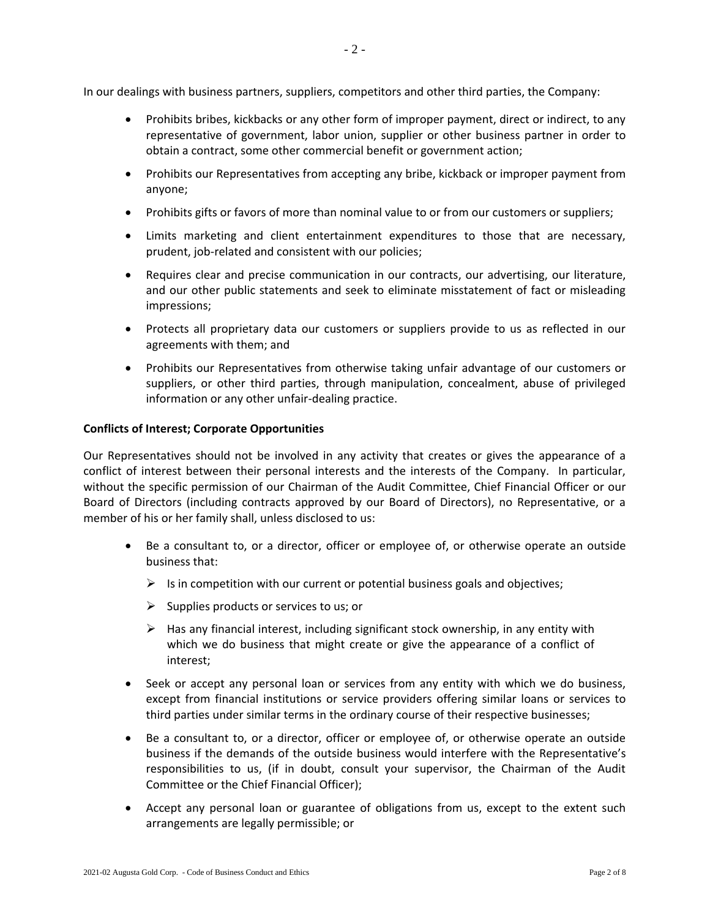In our dealings with business partners, suppliers, competitors and other third parties, the Company:

- Prohibits bribes, kickbacks or any other form of improper payment, direct or indirect, to any representative of government, labor union, supplier or other business partner in order to obtain a contract, some other commercial benefit or government action;
- Prohibits our Representatives from accepting any bribe, kickback or improper payment from anyone;
- Prohibits gifts or favors of more than nominal value to or from our customers or suppliers;
- Limits marketing and client entertainment expenditures to those that are necessary, prudent, job-related and consistent with our policies;
- Requires clear and precise communication in our contracts, our advertising, our literature, and our other public statements and seek to eliminate misstatement of fact or misleading impressions;
- Protects all proprietary data our customers or suppliers provide to us as reflected in our agreements with them; and
- Prohibits our Representatives from otherwise taking unfair advantage of our customers or suppliers, or other third parties, through manipulation, concealment, abuse of privileged information or any other unfair-dealing practice.

**Conflicts of Interest; Corporate Opportunities**

Our Representatives should not be involved in any activity that creates or gives the appearance of a conflict of interest between their personal interests and the interests of the Company. In particular, without the specific permission of our Chairman of the Audit Committee, Chief Financial Officer or our Board of Directors (including contracts approved by our Board of Directors), no Representative, or a member of his or her family shall, unless disclosed to us:

- Be a consultant to, or a director, officer or employee of, or otherwise operate an outside business that:
  - Is in competition with our current or potential business goals and objectives;
  - Supplies products or services to us; or
  - Has any financial interest, including significant stock ownership, in any entity with which we do business that might create or give the appearance of a conflict of interest;
- Seek or accept any personal loan or services from any entity with which we do business, except from financial institutions or service providers offering similar loans or services to third parties under similar terms in the ordinary course of their respective businesses;
- Be a consultant to, or a director, officer or employee of, or otherwise operate an outside business if the demands of the outside business would interfere with the Representative's responsibilities to us, (if in doubt, consult your supervisor, the Chairman of the Audit Committee or the Chief Financial Officer);
- Accept any personal loan or guarantee of obligations from us, except to the extent such arrangements are legally permissible; or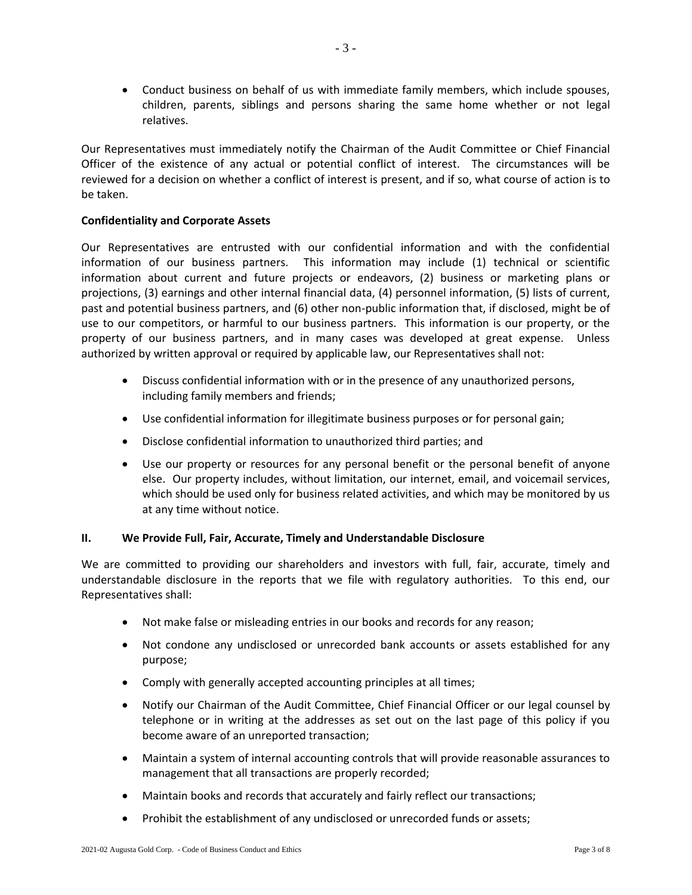- Conduct business on behalf of us with immediate family members, which include spouses, children, parents, siblings and persons sharing the same home whether or not legal relatives.

Our Representatives must immediately notify the Chairman of the Audit Committee or Chief Financial Officer of the existence of any actual or potential conflict of interest. The circumstances will be reviewed for a decision on whether a conflict of interest is present, and if so, what course of action is to be taken.

**Confidentiality and Corporate Assets**

Our Representatives are entrusted with our confidential information and with the confidential information of our business partners. This information may include (1) technical or scientific information about current and future projects or endeavors, (2) business or marketing plans or projections, (3) earnings and other internal financial data, (4) personnel information, (5) lists of current, past and potential business partners, and (6) other non-public information that, if disclosed, might be of use to our competitors, or harmful to our business partners. This information is our property, or the property of our business partners, and in many cases was developed at great expense. Unless authorized by written approval or required by applicable law, our Representatives shall not:

- Discuss confidential information with or in the presence of any unauthorized persons, including family members and friends;
- Use confidential information for illegitimate business purposes or for personal gain;
- Disclose confidential information to unauthorized third parties; and
- Use our property or resources for any personal benefit or the personal benefit of anyone else. Our property includes, without limitation, our internet, email, and voicemail services, which should be used only for business related activities, and which may be monitored by us at any time without notice.

## II. We Provide Full, Fair, Accurate, Timely and Understandable Disclosure

We are committed to providing our shareholders and investors with full, fair, accurate, timely and understandable disclosure in the reports that we file with regulatory authorities. To this end, our Representatives shall:

- Not make false or misleading entries in our books and records for any reason;
- Not condone any undisclosed or unrecorded bank accounts or assets established for any purpose;
- Comply with generally accepted accounting principles at all times;
- Notify our Chairman of the Audit Committee, Chief Financial Officer or our legal counsel by telephone or in writing at the addresses as set out on the last page of this policy if you become aware of an unreported transaction;
- Maintain a system of internal accounting controls that will provide reasonable assurances to management that all transactions are properly recorded;
- Maintain books and records that accurately and fairly reflect our transactions;
- Prohibit the establishment of any undisclosed or unrecorded funds or assets;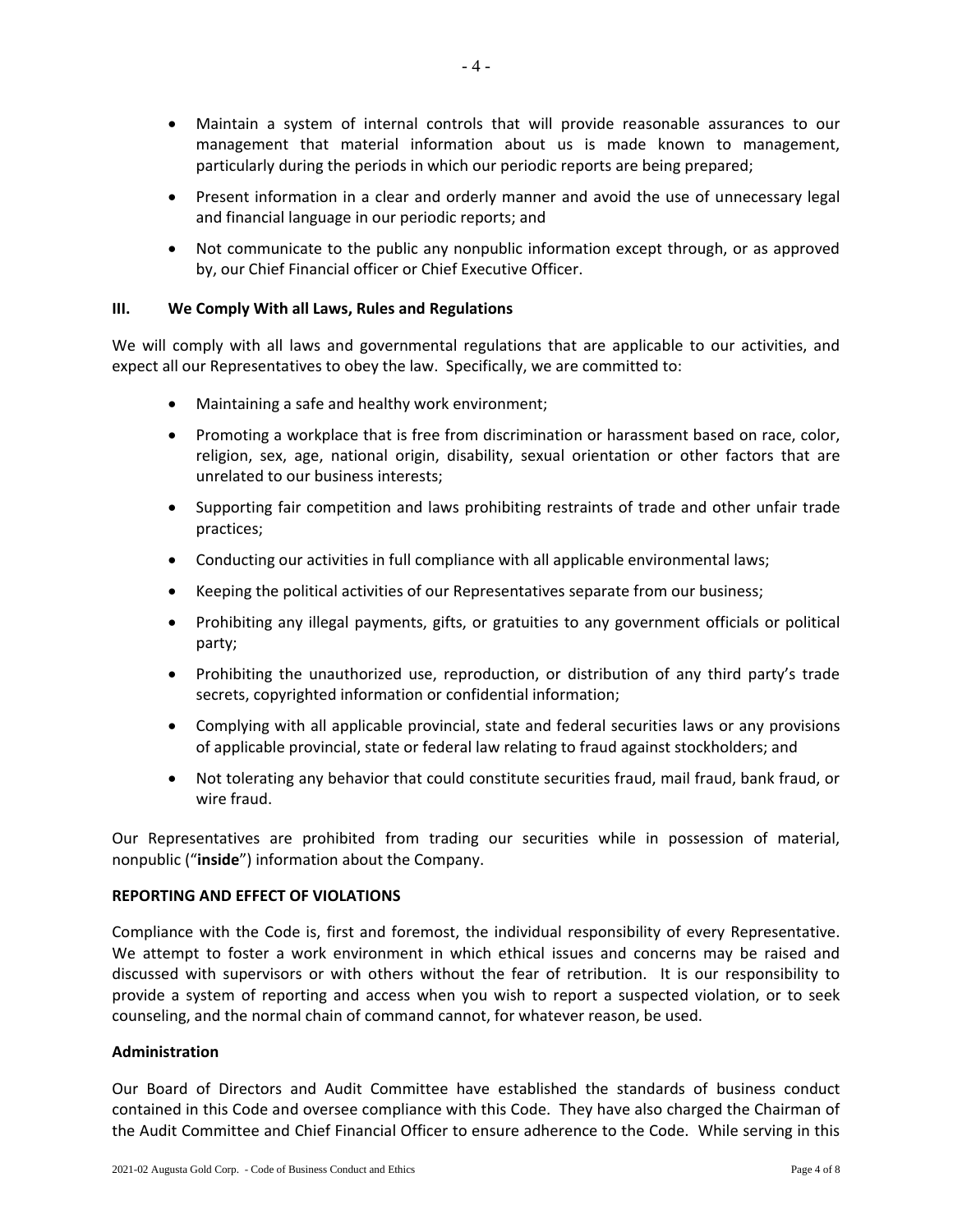- Maintain a system of internal controls that will provide reasonable assurances to our management that material information about us is made known to management, particularly during the periods in which our periodic reports are being prepared;
- Present information in a clear and orderly manner and avoid the use of unnecessary legal and financial language in our periodic reports; and
- Not communicate to the public any nonpublic information except through, or as approved by, our Chief Financial officer or Chief Executive Officer.

### III. We Comply With all Laws, Rules and Regulations

We will comply with all laws and governmental regulations that are applicable to our activities, and expect all our Representatives to obey the law. Specifically, we are committed to:

- Maintaining a safe and healthy work environment;
- Promoting a workplace that is free from discrimination or harassment based on race, color, religion, sex, age, national origin, disability, sexual orientation or other factors that are unrelated to our business interests;
- Supporting fair competition and laws prohibiting restraints of trade and other unfair trade practices;
- Conducting our activities in full compliance with all applicable environmental laws;
- Keeping the political activities of our Representatives separate from our business;
- Prohibiting any illegal payments, gifts, or gratuities to any government officials or political party;
- Prohibiting the unauthorized use, reproduction, or distribution of any third party's trade secrets, copyrighted information or confidential information;
- Complying with all applicable provincial, state and federal securities laws or any provisions of applicable provincial, state or federal law relating to fraud against stockholders; and
- Not tolerating any behavior that could constitute securities fraud, mail fraud, bank fraud, or wire fraud.

Our Representatives are prohibited from trading our securities while in possession of material, nonpublic ("**inside**") information about the Company.

## REPORTING AND EFFECT OF VIOLATIONS

Compliance with the Code is, first and foremost, the individual responsibility of every Representative. We attempt to foster a work environment in which ethical issues and concerns may be raised and discussed with supervisors or with others without the fear of retribution. It is our responsibility to provide a system of reporting and access when you wish to report a suspected violation, or to seek counseling, and the normal chain of command cannot, for whatever reason, be used.

### Administration

Our Board of Directors and Audit Committee have established the standards of business conduct contained in this Code and oversee compliance with this Code. They have also charged the Chairman of the Audit Committee and Chief Financial Officer to ensure adherence to the Code. While serving in this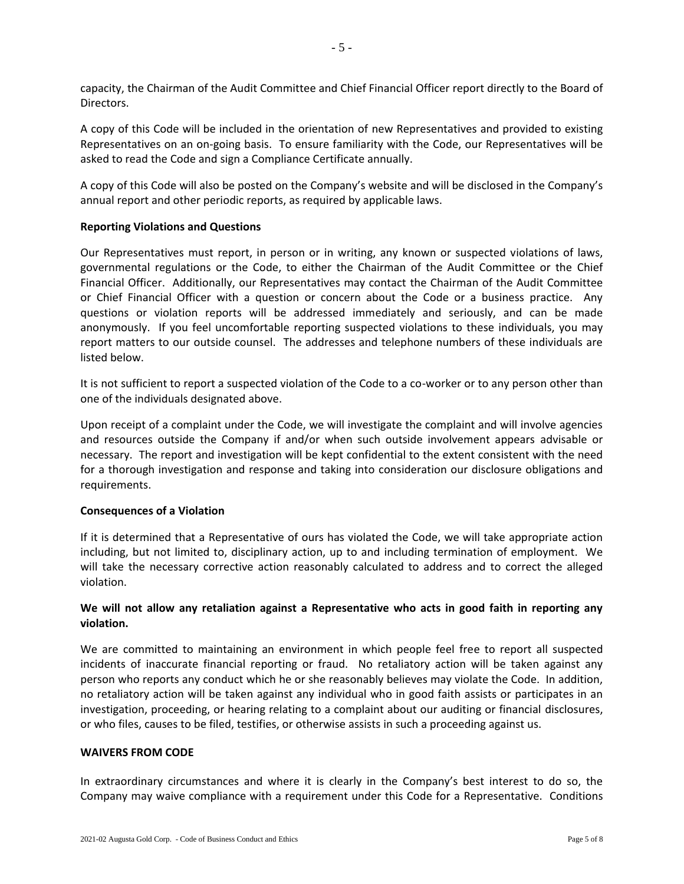capacity, the Chairman of the Audit Committee and Chief Financial Officer report directly to the Board of Directors.

A copy of this Code will be included in the orientation of new Representatives and provided to existing Representatives on an on-going basis. To ensure familiarity with the Code, our Representatives will be asked to read the Code and sign a Compliance Certificate annually.

A copy of this Code will also be posted on the Company's website and will be disclosed in the Company's annual report and other periodic reports, as required by applicable laws.

**Reporting Violations and Questions**

Our Representatives must report, in person or in writing, any known or suspected violations of laws, governmental regulations or the Code, to either the Chairman of the Audit Committee or the Chief Financial Officer. Additionally, our Representatives may contact the Chairman of the Audit Committee or Chief Financial Officer with a question or concern about the Code or a business practice. Any questions or violation reports will be addressed immediately and seriously, and can be made anonymously. If you feel uncomfortable reporting suspected violations to these individuals, you may report matters to our outside counsel. The addresses and telephone numbers of these individuals are listed below.

It is not sufficient to report a suspected violation of the Code to a co-worker or to any person other than one of the individuals designated above.

Upon receipt of a complaint under the Code, we will investigate the complaint and will involve agencies and resources outside the Company if and/or when such outside involvement appears advisable or necessary. The report and investigation will be kept confidential to the extent consistent with the need for a thorough investigation and response and taking into consideration our disclosure obligations and requirements.

**Consequences of a Violation**

If it is determined that a Representative of ours has violated the Code, we will take appropriate action including, but not limited to, disciplinary action, up to and including termination of employment. We will take the necessary corrective action reasonably calculated to address and to correct the alleged violation.

**We will not allow any retaliation against a Representative who acts in good faith in reporting any violation.**

We are committed to maintaining an environment in which people feel free to report all suspected incidents of inaccurate financial reporting or fraud. No retaliatory action will be taken against any person who reports any conduct which he or she reasonably believes may violate the Code. In addition, no retaliatory action will be taken against any individual who in good faith assists or participates in an investigation, proceeding, or hearing relating to a complaint about our auditing or financial disclosures, or who files, causes to be filed, testifies, or otherwise assists in such a proceeding against us.

**WAIVERS FROM CODE**

In extraordinary circumstances and where it is clearly in the Company's best interest to do so, the Company may waive compliance with a requirement under this Code for a Representative. Conditions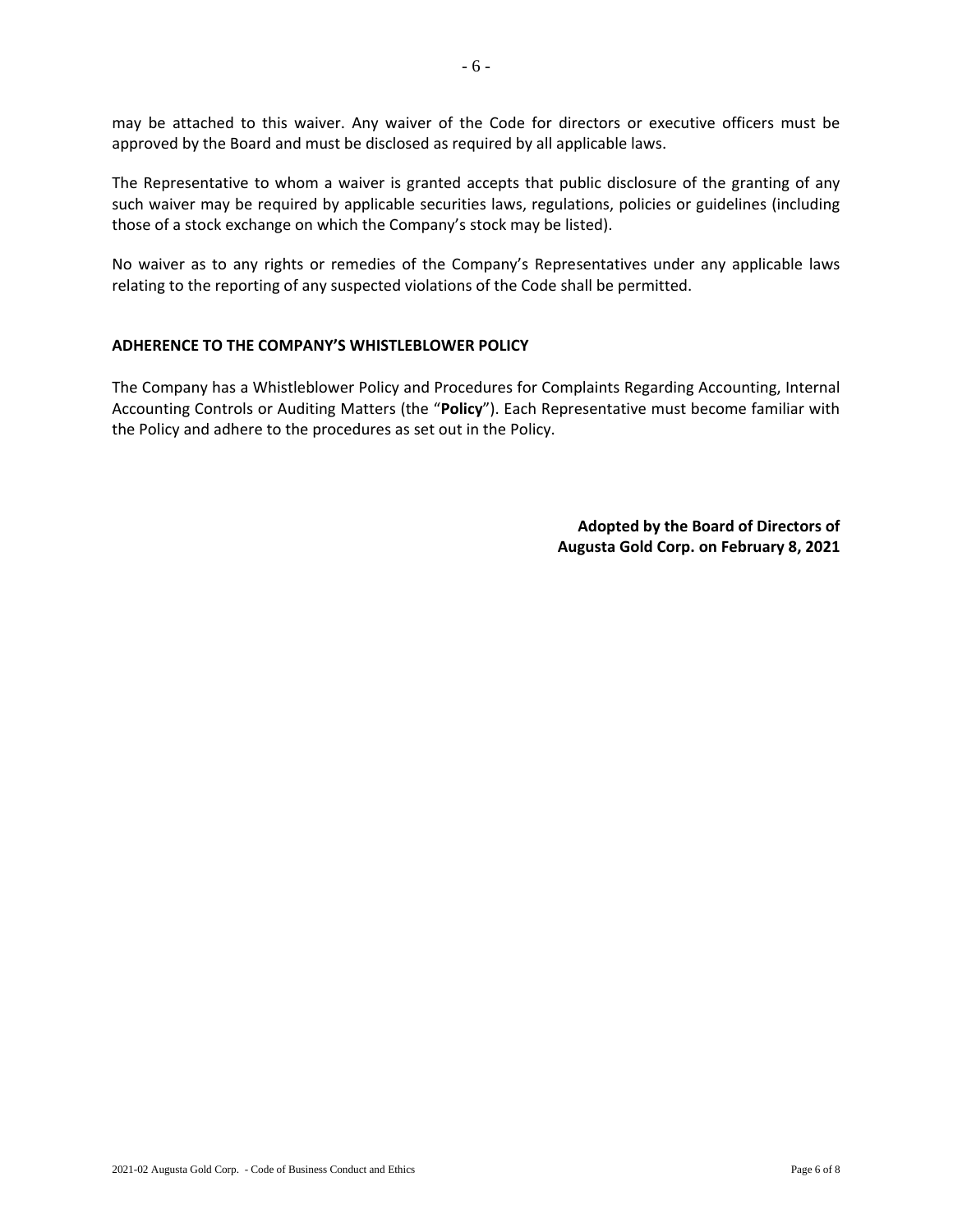may be attached to this waiver. Any waiver of the Code for directors or executive officers must be approved by the Board and must be disclosed as required by all applicable laws.

The Representative to whom a waiver is granted accepts that public disclosure of the granting of any such waiver may be required by applicable securities laws, regulations, policies or guidelines (including those of a stock exchange on which the Company's stock may be listed).

No waiver as to any rights or remedies of the Company's Representatives under any applicable laws relating to the reporting of any suspected violations of the Code shall be permitted.

## ADHERENCE TO THE COMPANY'S WHISTLEBLOWER POLICY

The Company has a Whistleblower Policy and Procedures for Complaints Regarding Accounting, Internal Accounting Controls or Auditing Matters (the "**Policy**"). Each Representative must become familiar with the Policy and adhere to the procedures as set out in the Policy.

**Adopted by the Board of Directors of Augusta Gold Corp. on February 8, 2021**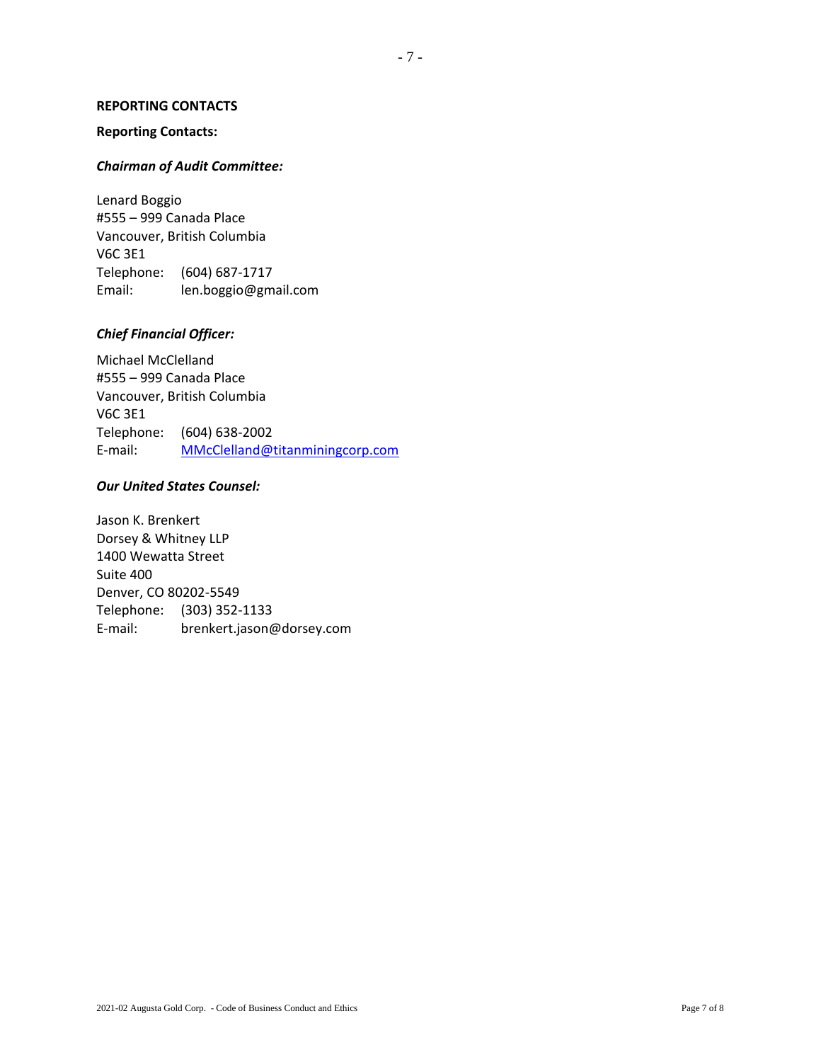**REPORTING CONTACTS**

**Reporting Contacts:**

***Chairman of Audit Committee:***

Lenard Boggio
#555 – 999 Canada Place
Vancouver, British Columbia
V6C 3E1
Telephone: (604) 687-1717
Email: len.boggio@gmail.com

***Chief Financial Officer:***

Michael McClelland
#555 – 999 Canada Place
Vancouver, British Columbia
V6C 3E1
Telephone: (604) 638-2002
E-mail: MMcClelland@titanminingcorp.com

***Our United States Counsel:***

Jason K. Brenkert
Dorsey & Whitney LLP
1400 Wewatta Street
Suite 400
Denver, CO 80202-5549
Telephone: (303) 352-1133
E-mail: brenkert.jason@dorsey.com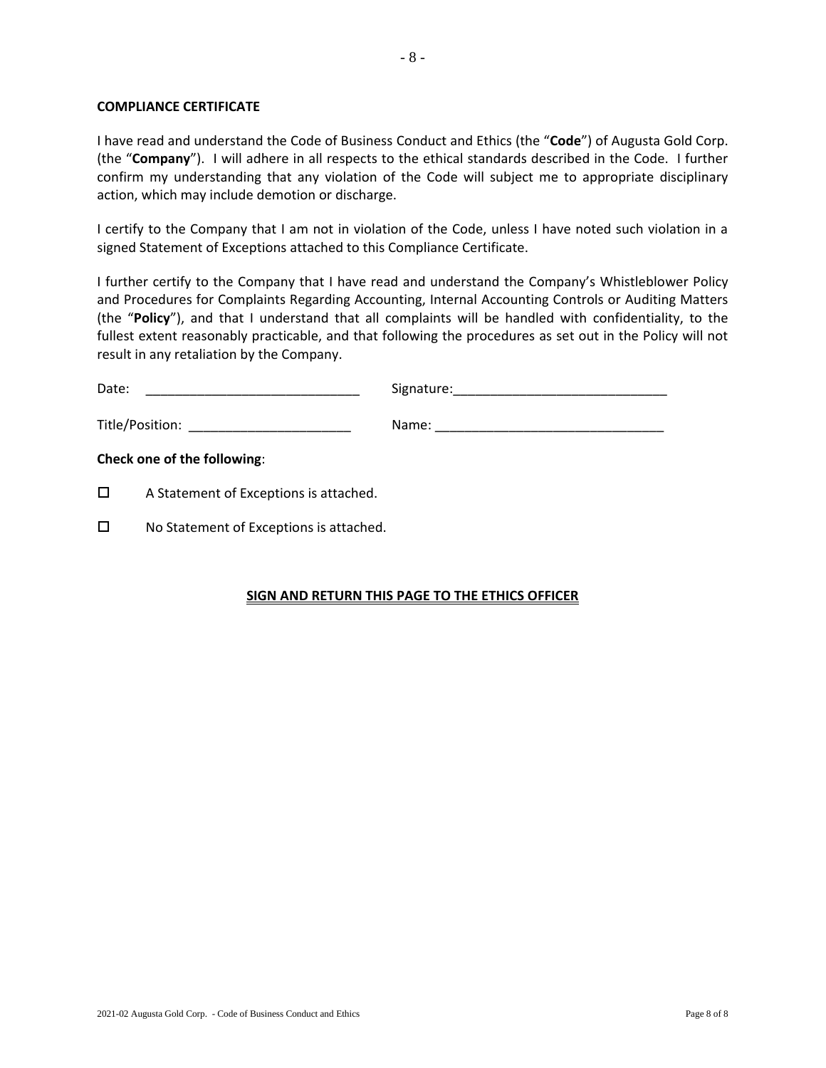**COMPLIANCE CERTIFICATE**

I have read and understand the Code of Business Conduct and Ethics (the "**Code**") of Augusta Gold Corp. (the "**Company**"). I will adhere in all respects to the ethical standards described in the Code. I further confirm my understanding that any violation of the Code will subject me to appropriate disciplinary action, which may include demotion or discharge.

I certify to the Company that I am not in violation of the Code, unless I have noted such violation in a signed Statement of Exceptions attached to this Compliance Certificate.

I further certify to the Company that I have read and understand the Company's Whistleblower Policy and Procedures for Complaints Regarding Accounting, Internal Accounting Controls or Auditing Matters (the "**Policy**"), and that I understand that all complaints will be handled with confidentiality, to the fullest extent reasonably practicable, and that following the procedures as set out in the Policy will not result in any retaliation by the Company.

Date: \_\_\_\_\_\_\_\_\_\_\_\_\_\_\_\_\_\_\_\_\_\_\_\_\_\_\_\_\_ Signature:\_\_\_\_\_\_\_\_\_\_\_\_\_\_\_\_\_\_\_\_\_\_\_\_\_\_\_\_\_

Title/Position: \_\_\_\_\_\_\_\_\_\_\_\_\_\_\_\_\_\_\_\_\_\_ Name: \_\_\_\_\_\_\_\_\_\_\_\_\_\_\_\_\_\_\_\_\_\_\_\_\_\_\_\_\_\_\_

**Check one of the following**:

☐ A Statement of Exceptions is attached.

☐ No Statement of Exceptions is attached.

**SIGN AND RETURN THIS PAGE TO THE ETHICS OFFICER**